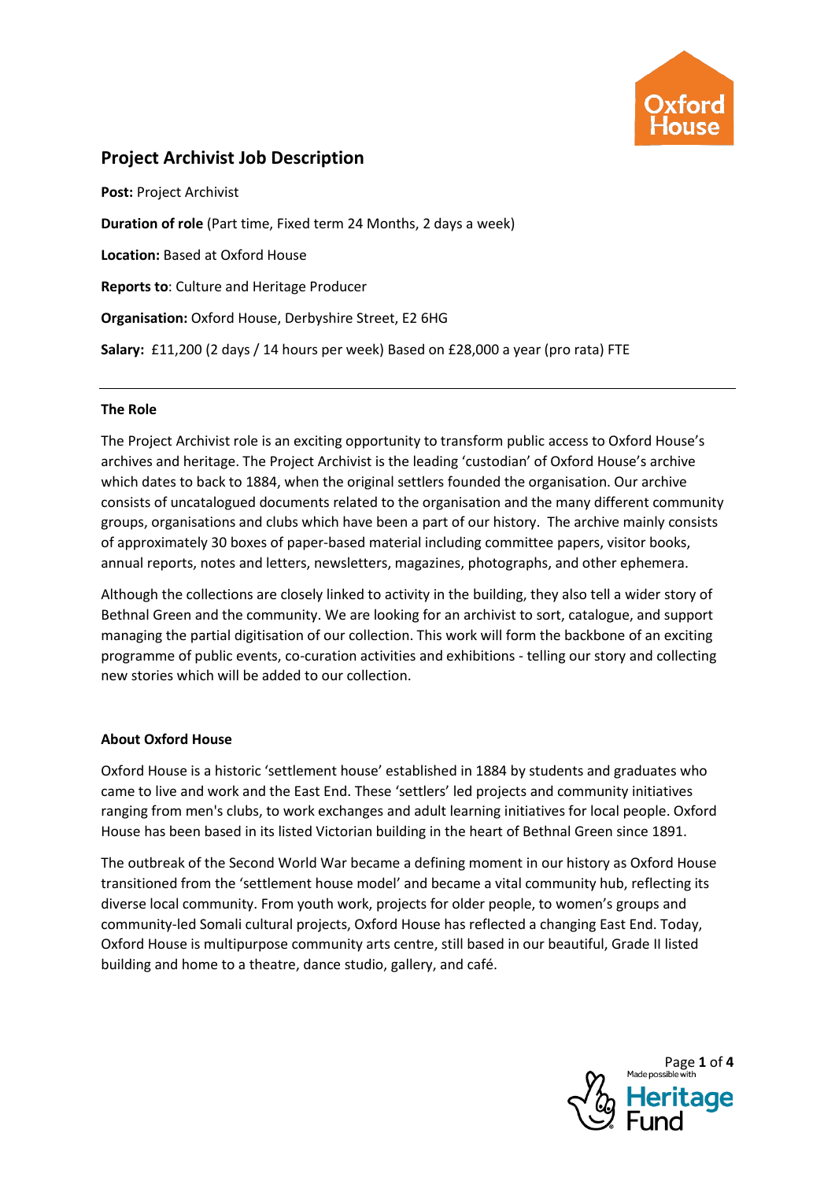# Project Archivist Job Description

**Post:** Project Archivist

**Duration of role** (Part time, Fixed term 24 Months, 2 days a week)

**Location:** Based at Oxford House

**Reports to**: Culture and Heritage Producer

**Organisation:** Oxford House, Derbyshire Street, E2 6HG

**Salary:** £11,200 (2 days / 14 hours per week) Based on £28,000 a year (pro rata) FTE

---

**The Role**

The Project Archivist role is an exciting opportunity to transform public access to Oxford House's archives and heritage. The Project Archivist is the leading 'custodian' of Oxford House's archive which dates to back to 1884, when the original settlers founded the organisation. Our archive consists of uncatalogued documents related to the organisation and the many different community groups, organisations and clubs which have been a part of our history. The archive mainly consists of approximately 30 boxes of paper-based material including committee papers, visitor books, annual reports, notes and letters, newsletters, magazines, photographs, and other ephemera.

Although the collections are closely linked to activity in the building, they also tell a wider story of Bethnal Green and the community. We are looking for an archivist to sort, catalogue, and support managing the partial digitisation of our collection. This work will form the backbone of an exciting programme of public events, co-curation activities and exhibitions - telling our story and collecting new stories which will be added to our collection.

**About Oxford House**

Oxford House is a historic 'settlement house' established in 1884 by students and graduates who came to live and work and the East End. These 'settlers' led projects and community initiatives ranging from men's clubs, to work exchanges and adult learning initiatives for local people. Oxford House has been based in its listed Victorian building in the heart of Bethnal Green since 1891.

The outbreak of the Second World War became a defining moment in our history as Oxford House transitioned from the 'settlement house model' and became a vital community hub, reflecting its diverse local community. From youth work, projects for older people, to women's groups and community-led Somali cultural projects, Oxford House has reflected a changing East End. Today, Oxford House is multipurpose community arts centre, still based in our beautiful, Grade II listed building and home to a theatre, dance studio, gallery, and café.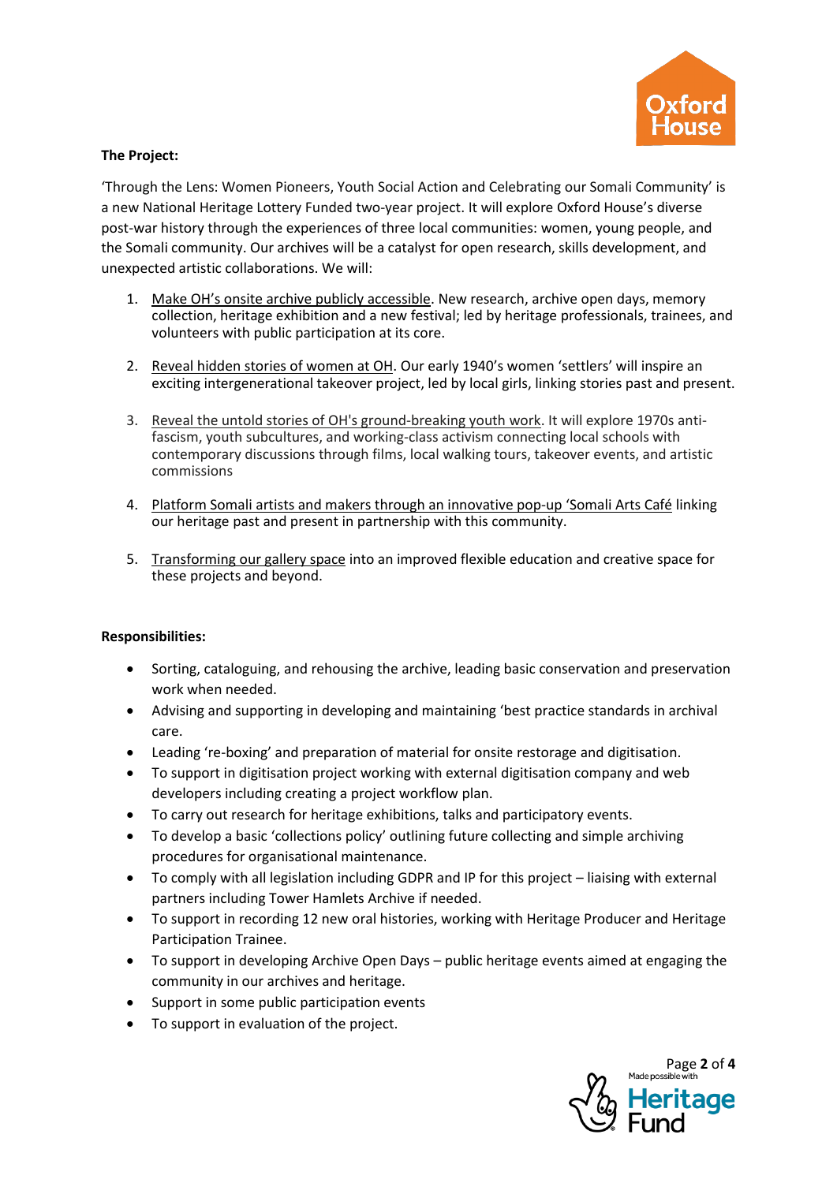**The Project:**

'Through the Lens: Women Pioneers, Youth Social Action and Celebrating our Somali Community' is a new National Heritage Lottery Funded two-year project. It will explore Oxford House's diverse post-war history through the experiences of three local communities: women, young people, and the Somali community. Our archives will be a catalyst for open research, skills development, and unexpected artistic collaborations. We will:

1. Make OH's onsite archive publicly accessible. New research, archive open days, memory collection, heritage exhibition and a new festival; led by heritage professionals, trainees, and volunteers with public participation at its core.
2. Reveal hidden stories of women at OH. Our early 1940's women 'settlers' will inspire an exciting intergenerational takeover project, led by local girls, linking stories past and present.
3. Reveal the untold stories of OH's ground-breaking youth work. It will explore 1970s anti-fascism, youth subcultures, and working-class activism connecting local schools with contemporary discussions through films, local walking tours, takeover events, and artistic commissions
4. Platform Somali artists and makers through an innovative pop-up 'Somali Arts Café linking our heritage past and present in partnership with this community.
5. Transforming our gallery space into an improved flexible education and creative space for these projects and beyond.

**Responsibilities:**

- Sorting, cataloguing, and rehousing the archive, leading basic conservation and preservation work when needed.
- Advising and supporting in developing and maintaining 'best practice standards in archival care.
- Leading 're-boxing' and preparation of material for onsite restorage and digitisation.
- To support in digitisation project working with external digitisation company and web developers including creating a project workflow plan.
- To carry out research for heritage exhibitions, talks and participatory events.
- To develop a basic 'collections policy' outlining future collecting and simple archiving procedures for organisational maintenance.
- To comply with all legislation including GDPR and IP for this project – liaising with external partners including Tower Hamlets Archive if needed.
- To support in recording 12 new oral histories, working with Heritage Producer and Heritage Participation Trainee.
- To support in developing Archive Open Days – public heritage events aimed at engaging the community in our archives and heritage.
- Support in some public participation events
- To support in evaluation of the project.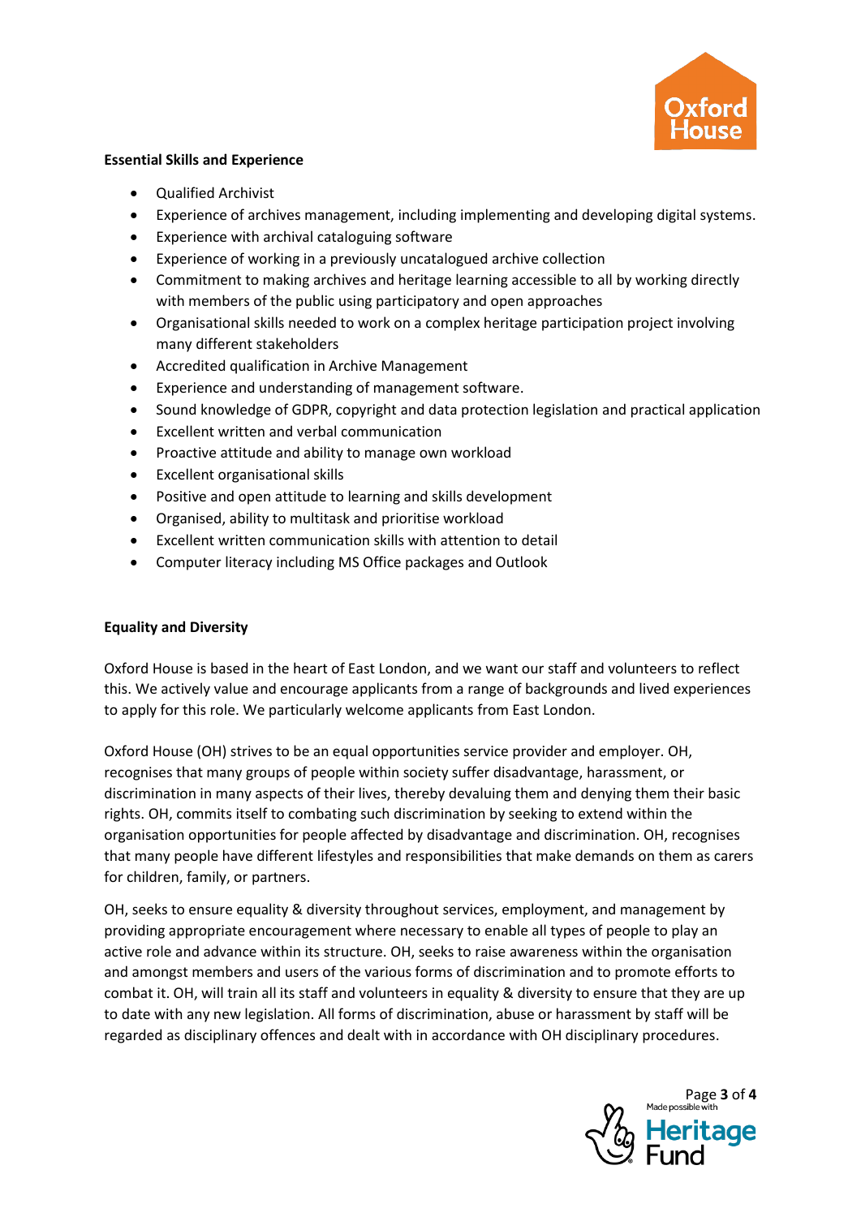**Essential Skills and Experience**

- Qualified Archivist
- Experience of archives management, including implementing and developing digital systems.
- Experience with archival cataloguing software
- Experience of working in a previously uncatalogued archive collection
- Commitment to making archives and heritage learning accessible to all by working directly with members of the public using participatory and open approaches
- Organisational skills needed to work on a complex heritage participation project involving many different stakeholders
- Accredited qualification in Archive Management
- Experience and understanding of management software.
- Sound knowledge of GDPR, copyright and data protection legislation and practical application
- Excellent written and verbal communication
- Proactive attitude and ability to manage own workload
- Excellent organisational skills
- Positive and open attitude to learning and skills development
- Organised, ability to multitask and prioritise workload
- Excellent written communication skills with attention to detail
- Computer literacy including MS Office packages and Outlook

**Equality and Diversity**

Oxford House is based in the heart of East London, and we want our staff and volunteers to reflect this. We actively value and encourage applicants from a range of backgrounds and lived experiences to apply for this role. We particularly welcome applicants from East London.

Oxford House (OH) strives to be an equal opportunities service provider and employer. OH, recognises that many groups of people within society suffer disadvantage, harassment, or discrimination in many aspects of their lives, thereby devaluing them and denying them their basic rights. OH, commits itself to combating such discrimination by seeking to extend within the organisation opportunities for people affected by disadvantage and discrimination. OH, recognises that many people have different lifestyles and responsibilities that make demands on them as carers for children, family, or partners.

OH, seeks to ensure equality & diversity throughout services, employment, and management by providing appropriate encouragement where necessary to enable all types of people to play an active role and advance within its structure. OH, seeks to raise awareness within the organisation and amongst members and users of the various forms of discrimination and to promote efforts to combat it. OH, will train all its staff and volunteers in equality & diversity to ensure that they are up to date with any new legislation. All forms of discrimination, abuse or harassment by staff will be regarded as disciplinary offences and dealt with in accordance with OH disciplinary procedures.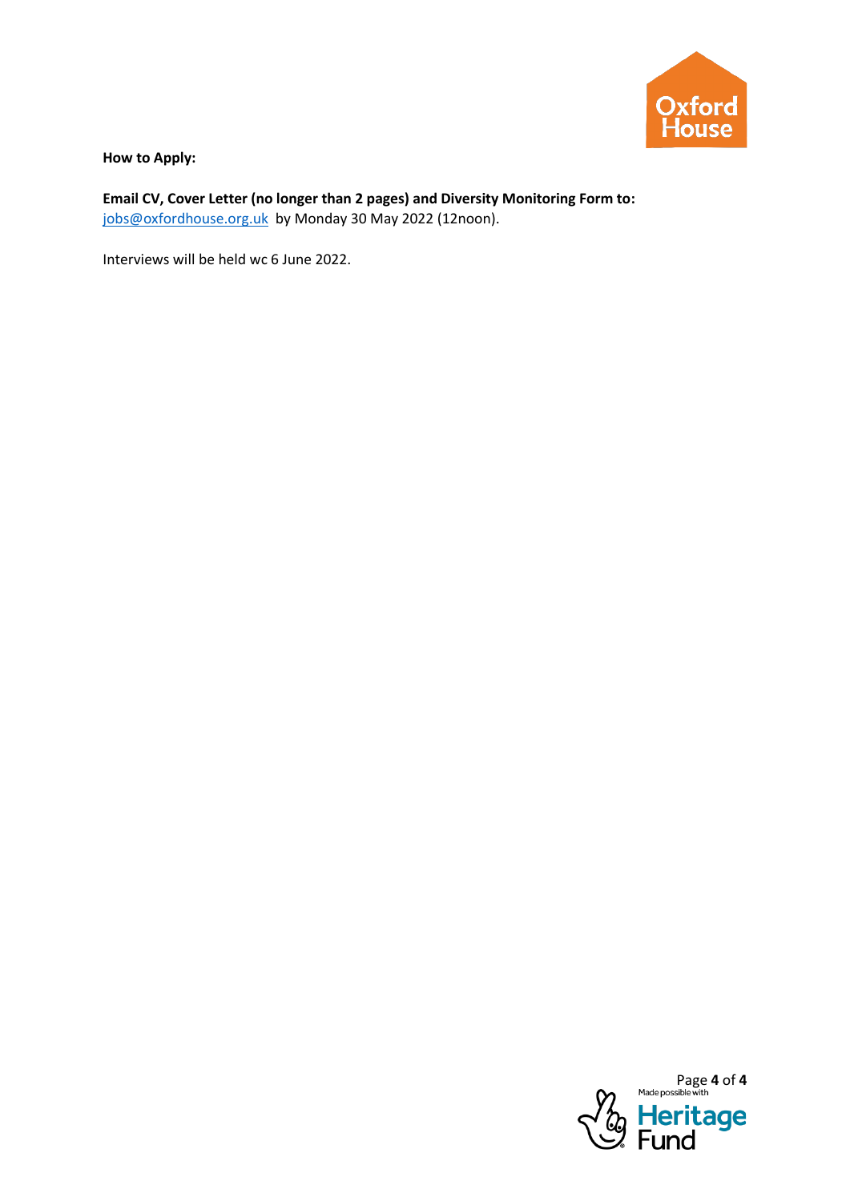**How to Apply:**

**Email CV, Cover Letter (no longer than 2 pages) and Diversity Monitoring Form to:**
jobs@oxfordhouse.org.uk by Monday 30 May 2022 (12noon).

Interviews will be held wc 6 June 2022.